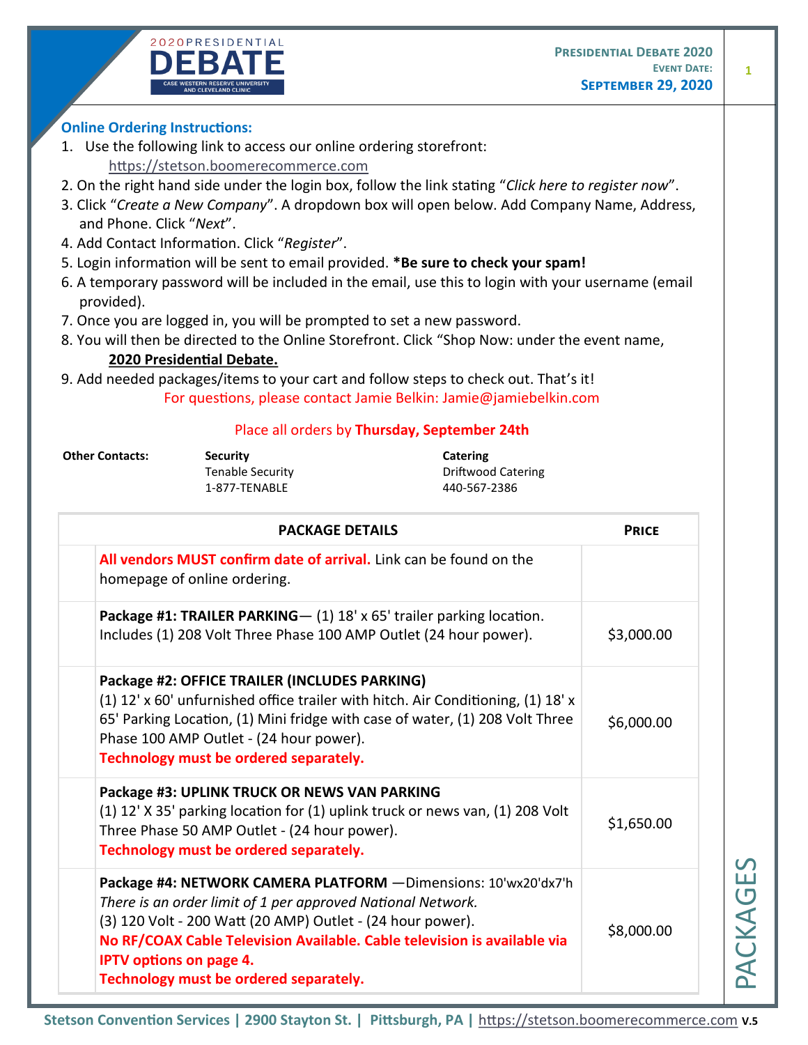2020 PRESIDENTIAL **DEBATE**
CASE WESTERN RESERVE UNIVERSITY AND CLEVELAND CLINIC

**PRESIDENTIAL DEBATE 2020**
**EVENT DATE:**
**SEPTEMBER 29, 2020**

## Online Ordering Instructions:

1. Use the following link to access our online ordering storefront:
   https://stetson.boomerecommerce.com
2. On the right hand side under the login box, follow the link stating "*Click here to register now*".
3. Click "*Create a New Company*". A dropdown box will open below. Add Company Name, Address, and Phone. Click "*Next*".
4. Add Contact Information. Click "*Register*".
5. Login information will be sent to email provided. ***Be sure to check your spam!***
6. A temporary password will be included in the email, use this to login with your username (email provided).
7. Once you are logged in, you will be prompted to set a new password.
8. You will then be directed to the Online Storefront. Click "Shop Now: under the event name, **2020 Presidential Debate.**
9. Add needed packages/items to your cart and follow steps to check out. That's it!

For questions, please contact Jamie Belkin: Jamie@jamiebelkin.com

Place all orders by **Thursday, September 24th**

**Other Contacts:**

**Security**
Tenable Security
1-877-TENABLE

**Catering**
Driftwood Catering
440-567-2386

| PACKAGE DETAILS | PRICE |
|---|---|
| **All vendors MUST confirm date of arrival.** Link can be found on the homepage of online ordering. | |
| **Package #1: TRAILER PARKING**— (1) 18' x 65' trailer parking location. Includes (1) 208 Volt Three Phase 100 AMP Outlet (24 hour power). | $3,000.00 |
| **Package #2: OFFICE TRAILER (INCLUDES PARKING)** (1) 12' x 60' unfurnished office trailer with hitch. Air Conditioning, (1) 18' x 65' Parking Location, (1) Mini fridge with case of water, (1) 208 Volt Three Phase 100 AMP Outlet - (24 hour power). **Technology must be ordered separately.** | $6,000.00 |
| **Package #3: UPLINK TRUCK OR NEWS VAN PARKING** (1) 12' X 35' parking location for (1) uplink truck or news van, (1) 208 Volt Three Phase 50 AMP Outlet - (24 hour power). **Technology must be ordered separately.** | $1,650.00 |
| **Package #4: NETWORK CAMERA PLATFORM** —Dimensions: 10'wx20'dx7'h *There is an order limit of 1 per approved National Network.* (3) 120 Volt - 200 Watt (20 AMP) Outlet - (24 hour power). **No RF/COAX Cable Television Available. Cable television is available via IPTV options on page 4. Technology must be ordered separately.** | $8,000.00 |

PACKAGES

Stetson Convention Services | 2900 Stayton St. | Pittsburgh, PA | https://stetson.boomerecommerce.com V.5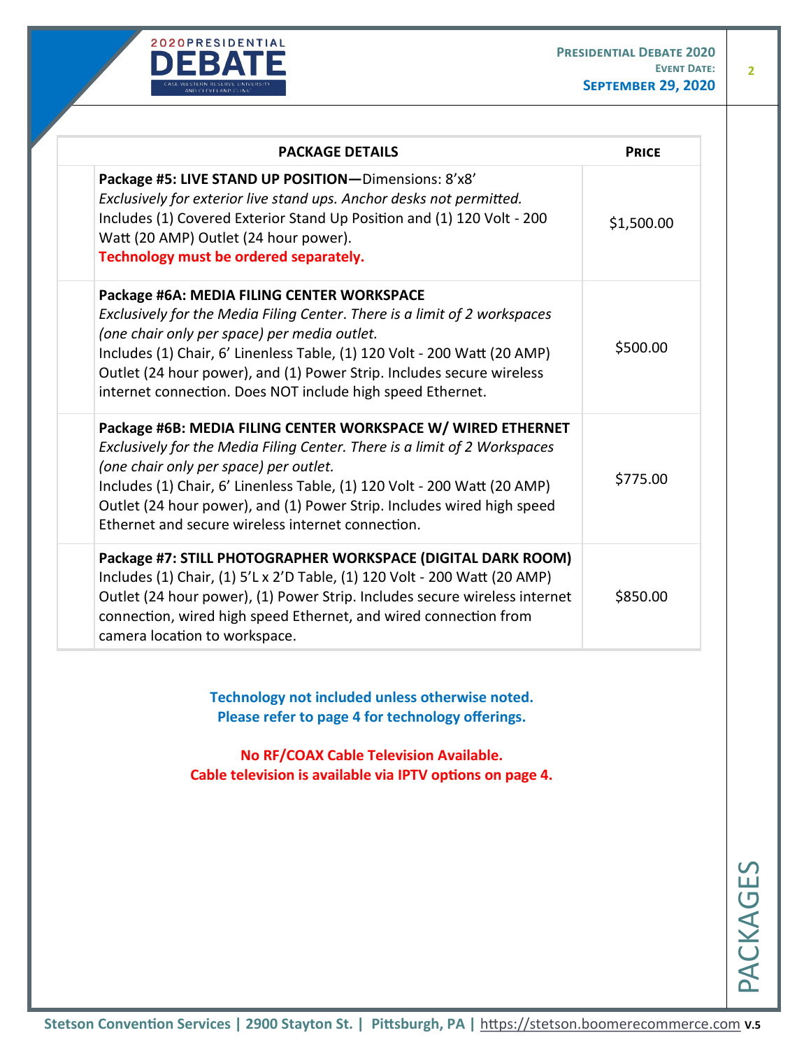| PACKAGE DETAILS | PRICE |
| --- | --- |
| **Package #5: LIVE STAND UP POSITION—**Dimensions: 8'x8'<br>*Exclusively for exterior live stand ups. Anchor desks not permitted.*<br>Includes (1) Covered Exterior Stand Up Position and (1) 120 Volt - 200 Watt (20 AMP) Outlet (24 hour power).<br>**Technology must be ordered separately.** | $1,500.00 |
| **Package #6A: MEDIA FILING CENTER WORKSPACE**<br>*Exclusively for the Media Filing Center. There is a limit of 2 workspaces (one chair only per space) per media outlet.*<br>Includes (1) Chair, 6' Linenless Table, (1) 120 Volt - 200 Watt (20 AMP) Outlet (24 hour power), and (1) Power Strip. Includes secure wireless internet connection. Does NOT include high speed Ethernet. | $500.00 |
| **Package #6B: MEDIA FILING CENTER WORKSPACE W/ WIRED ETHERNET**<br>*Exclusively for the Media Filing Center. There is a limit of 2 Workspaces (one chair only per space) per outlet.*<br>Includes (1) Chair, 6' Linenless Table, (1) 120 Volt - 200 Watt (20 AMP) Outlet (24 hour power), and (1) Power Strip. Includes wired high speed Ethernet and secure wireless internet connection. | $775.00 |
| **Package #7: STILL PHOTOGRAPHER WORKSPACE (DIGITAL DARK ROOM)**<br>Includes (1) Chair, (1) 5'L x 2'D Table, (1) 120 Volt - 200 Watt (20 AMP) Outlet (24 hour power), (1) Power Strip. Includes secure wireless internet connection, wired high speed Ethernet, and wired connection from camera location to workspace. | $850.00 |

**Technology not included unless otherwise noted.**
**Please refer to page 4 for technology offerings.**

**No RF/COAX Cable Television Available.**
**Cable television is available via IPTV options on page 4.**

PACKAGES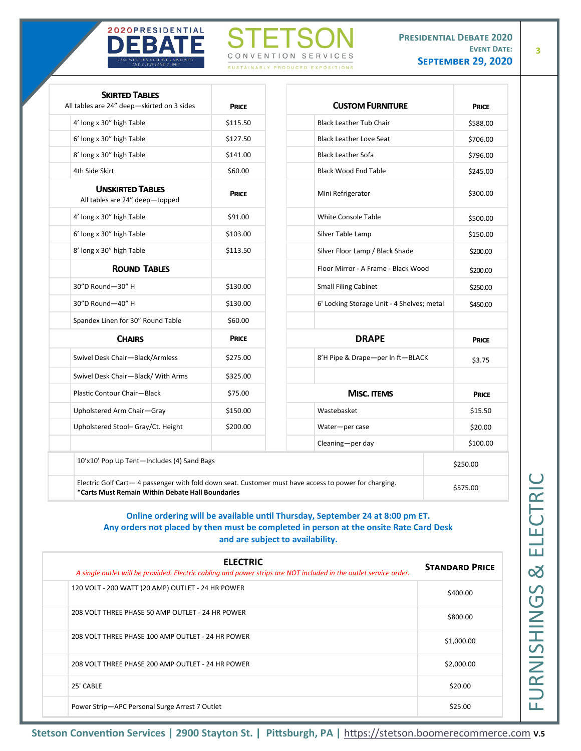**2020 PRESIDENTIAL DEBATE** — CASE WESTERN RESERVE UNIVERSITY AND CLEVELAND CLINIC

**STETSON** CONVENTION SERVICES — SUSTAINABLY PRODUCED EXPOSITIONS

**PRESIDENTIAL DEBATE 2020**
**EVENT DATE:**
**SEPTEMBER 29, 2020**

| **SKIRTED TABLES** All tables are 24" deep—skirted on 3 sides | **PRICE** |
|---|---|
| 4' long x 30" high Table | $115.50 |
| 6' long x 30" high Table | $127.50 |
| 8' long x 30" high Table | $141.00 |
| 4th Side Skirt | $60.00 |
| **UNSKIRTED TABLES** All tables are 24" deep—topped | **PRICE** |
| 4' long x 30" high Table | $91.00 |
| 6' long x 30" high Table | $103.00 |
| 8' long x 30" high Table | $113.50 |
| **ROUND TABLES** | |
| 30"D Round—30" H | $130.00 |
| 30"D Round—40" H | $130.00 |
| Spandex Linen for 30" Round Table | $60.00 |
| **CHAIRS** | **PRICE** |
| Swivel Desk Chair—Black/Armless | $275.00 |
| Swivel Desk Chair—Black/ With Arms | $325.00 |
| Plastic Contour Chair—Black | $75.00 |
| Upholstered Arm Chair—Gray | $150.00 |
| Upholstered Stool– Gray/Ct. Height | $200.00 |

| **CUSTOM FURNITURE** | **PRICE** |
|---|---|
| Black Leather Tub Chair | $588.00 |
| Black Leather Love Seat | $706.00 |
| Black Leather Sofa | $796.00 |
| Black Wood End Table | $245.00 |
| Mini Refrigerator | $300.00 |
| White Console Table | $500.00 |
| Silver Table Lamp | $150.00 |
| Silver Floor Lamp / Black Shade | $200.00 |
| Floor Mirror - A Frame - Black Wood | $200.00 |
| Small Filing Cabinet | $250.00 |
| 6' Locking Storage Unit - 4 Shelves; metal | $450.00 |
| **DRAPE** | **PRICE** |
| 8'H Pipe & Drape—per ln ft—BLACK | $3.75 |
| **MISC. ITEMS** | **PRICE** |
| Wastebasket | $15.50 |
| Water—per case | $20.00 |
| Cleaning—per day | $100.00 |

| Item | Price |
|---|---|
| 10'x10' Pop Up Tent—Includes (4) Sand Bags | $250.00 |
| Electric Golf Cart— 4 passenger with fold down seat. Customer must have access to power for charging. **\*Carts Must Remain Within Debate Hall Boundaries** | $575.00 |

**Online ordering will be available until Thursday, September 24 at 8:00 pm ET.**
**Any orders not placed by then must be completed in person at the onsite Rate Card Desk and are subject to availability.**

| **ELECTRIC** *A single outlet will be provided. Electric cabling and power strips are NOT included in the outlet service order.* | **STANDARD PRICE** |
|---|---|
| 120 VOLT - 200 WATT (20 AMP) OUTLET - 24 HR POWER | $400.00 |
| 208 VOLT THREE PHASE 50 AMP OUTLET - 24 HR POWER | $800.00 |
| 208 VOLT THREE PHASE 100 AMP OUTLET - 24 HR POWER | $1,000.00 |
| 208 VOLT THREE PHASE 200 AMP OUTLET - 24 HR POWER | $2,000.00 |
| 25' CABLE | $20.00 |
| Power Strip—APC Personal Surge Arrest 7 Outlet | $25.00 |

FURNISHINGS & ELECTRIC

Stetson Convention Services | 2900 Stayton St. | Pittsburgh, PA | https://stetson.boomerecommerce.com V.5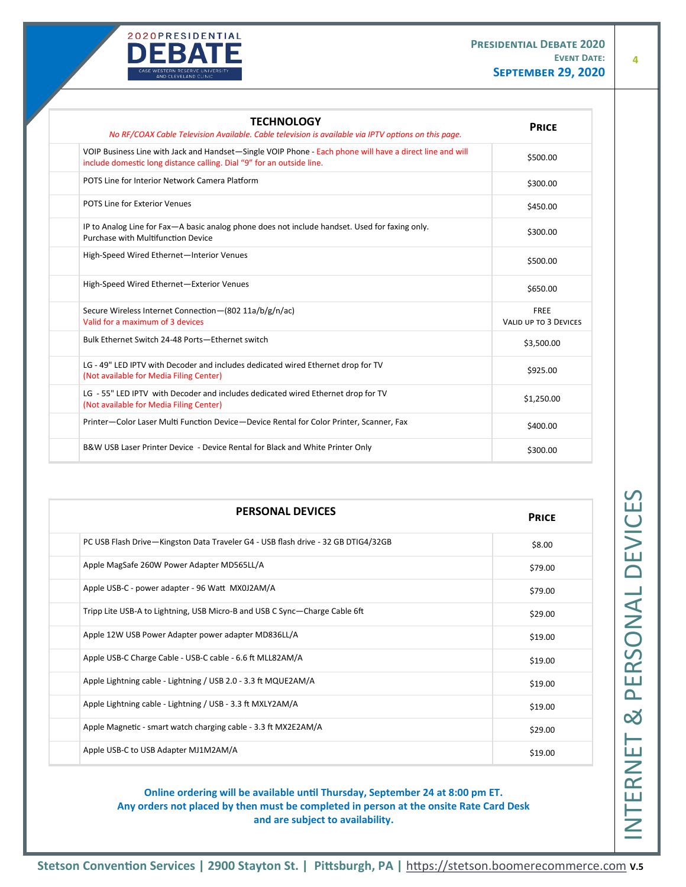| TECHNOLOGY<br>*No RF/COAX Cable Television Available. Cable television is available via IPTV options on this page.* | PRICE |
|---|---|
| VOIP Business Line with Jack and Handset—Single VOIP Phone - Each phone will have a direct line and will include domestic long distance calling. Dial "9" for an outside line. | $500.00 |
| POTS Line for Interior Network Camera Platform | $300.00 |
| POTS Line for Exterior Venues | $450.00 |
| IP to Analog Line for Fax—A basic analog phone does not include handset. Used for faxing only. Purchase with Multifunction Device | $300.00 |
| High-Speed Wired Ethernet—Interior Venues | $500.00 |
| High-Speed Wired Ethernet—Exterior Venues | $650.00 |
| Secure Wireless Internet Connection—(802 11a/b/g/n/ac)<br>Valid for a maximum of 3 devices | FREE<br>VALID UP TO 3 DEVICES |
| Bulk Ethernet Switch 24-48 Ports—Ethernet switch | $3,500.00 |
| LG - 49" LED IPTV with Decoder and includes dedicated wired Ethernet drop for TV<br>(Not available for Media Filing Center) | $925.00 |
| LG - 55" LED IPTV with Decoder and includes dedicated wired Ethernet drop for TV<br>(Not available for Media Filing Center) | $1,250.00 |
| Printer—Color Laser Multi Function Device—Device Rental for Color Printer, Scanner, Fax | $400.00 |
| B&W USB Laser Printer Device - Device Rental for Black and White Printer Only | $300.00 |

| PERSONAL DEVICES | PRICE |
|---|---|
| PC USB Flash Drive—Kingston Data Traveler G4 - USB flash drive - 32 GB DTIG4/32GB | $8.00 |
| Apple MagSafe 260W Power Adapter MD565LL/A | $79.00 |
| Apple USB-C - power adapter - 96 Watt MX0J2AM/A | $79.00 |
| Tripp Lite USB-A to Lightning, USB Micro-B and USB C Sync—Charge Cable 6ft | $29.00 |
| Apple 12W USB Power Adapter power adapter MD836LL/A | $19.00 |
| Apple USB-C Charge Cable - USB-C cable - 6.6 ft MLL82AM/A | $19.00 |
| Apple Lightning cable - Lightning / USB 2.0 - 3.3 ft MQUE2AM/A | $19.00 |
| Apple Lightning cable - Lightning / USB - 3.3 ft MXLY2AM/A | $19.00 |
| Apple Magnetic - smart watch charging cable - 3.3 ft MX2E2AM/A | $29.00 |
| Apple USB-C to USB Adapter MJ1M2AM/A | $19.00 |

**Online ordering will be available until Thursday, September 24 at 8:00 pm ET.**
**Any orders not placed by then must be completed in person at the onsite Rate Card Desk and are subject to availability.**

INTERNET & PERSONAL DEVICES